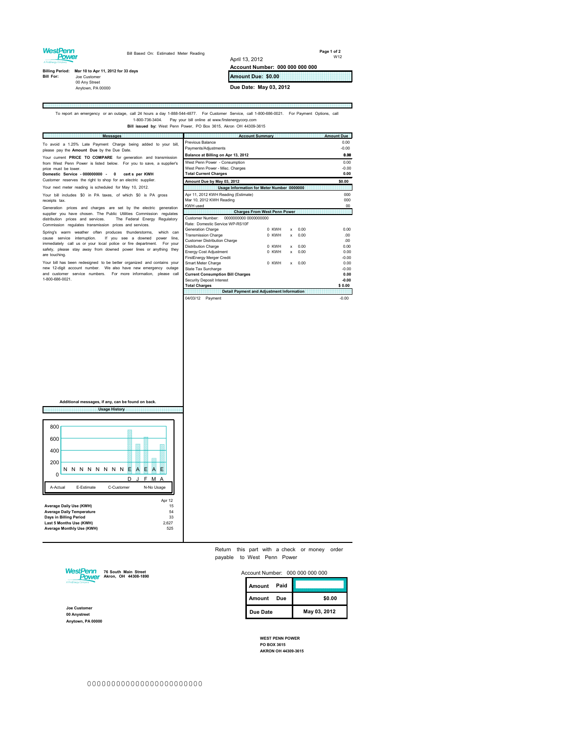**WestPenn Power** — A FirstEnergy Company

Bill Based On: Estimated Meter Reading

April 13, 2012

W12

**Account Number: 000 000 000 000**

**Amount Due: $0.00**

**Due Date: May 03, 2012**

**Billing Period:** Mar 10 to Apr 11, 2012 for 33 days

**Bill For:** Joe Customer
00 Any Street
Anytown, PA 00000

To report an emergency or an outage, call 24 hours a day 1-888-544-4877. For Customer Service, call 1-800-686-0021. For Payment Options, call 1-800-736-3404. Pay your bill online at www.firstenergycorp.com

**Bill issued by:** West Penn Power, PO Box 3615, Akron OH 44309-3615

## Messages

To avoid a 1.25% Late Payment Charge being added to your bill, please pay the **Amount Due** by the Due Date.

Your current **PRICE TO COMPARE** for generation and transmission from West Penn Power is listed below. For you to save, a supplier's price must be lower.

**Domestic Service - 000000000 - 0 cent s per KWH**

Customer reserves the right to shop for an electric supplier.

Your next meter reading is scheduled for May 10, 2012.

Your bill includes $0 in PA taxes, of which $0 is PA gross receipts tax.

Generation prices and charges are set by the electric generation supplier you have chosen. The Public Utilities Commission regulates distribution prices and services. The Federal Energy Regulatory Commission regulates transmission prices and services.

Spring's warm weather often produces thunderstorms, which can cause service interruption. If you see a downed power line, immediately call us or your local police or fire department. For your safety, please stay away from downed power lines or anything they are touching.

Your bill has been redesigned to be better organized and contains your new 12-digit account number. We also have new emergency outage and customer service numbers. For more information, please call 1-800-686-0021.

**Additional messages, if any, can be found on back.**

## Account Summary

| Account Summary | Amount Due |
|---|---|
| Previous Balance | 0.00 |
| Payments/Adjustments | -0.00 |
| **Balance at Billing on Apr 13, 2012** | **0.00** |
| West Penn Power - Consumption | 0.00 |
| West Penn Power - Misc. Charges | -0.00 |
| **Total Current Charges** | **0.00** |
| **Amount Due by May 03, 2012** | **$0.00** |

### Usage Information for Meter Number 0000000

| | |
|---|---|
| Apr 11, 2012 KWH Reading (Estimate) | 000 |
| Mar 10, 2012 KWH Reading | 000 |
| KWH used | 00 |

### Charges From West Penn Power

Customer Number: 0000000000 0000000000
Rate: Domestic Service WP-RS10F

| Charge | Usage | | Rate | Amount |
|---|---|---|---|---|
| Generation Charge | 0 KWH | x | 0.00 | 0.00 |
| Transmission Charge | 0 KWH | x | 0.00 | .00 |
| Customer Distribution Charge | | | | .00 |
| Distribution Charge | 0 KWH | x | 0.00 | 0.00 |
| Energy Cost Adjustment | 0 KWH | x | 0.00 | 0.00 |
| FirstEnergy Merger Credit | | | | -0.00 |
| Smart Meter Charge | 0 KWH | x | 0.00 | 0.00 |
| State Tax Surcharge | | | | -0.00 |
| **Current Consumption Bill Charges** | | | | **0.00** |
| Security Deposit Interest | | | | **-0.00** |
| **Total Charges** | | | | **$ 0.00** |

### Detail Payment and Adjustment Information

| | |
|---|---|
| 04/03/12 Payment | -0.00 |

## Usage History

Chart legend: N N N N N N N N E A E A E (months D J F M A); A-Actual, E-Estimate, C-Customer, N-No Usage

| | Apr 12 |
|---|---|
| **Average Daily Use (KWH)** | 15 |
| **Average Daily Temperature** | 54 |
| **Days in Billing Period** | 33 |
| **Last 5 Months Use (KWH)** | 2,627 |
| **Average Monthly Use (KWH)** | 525 |

---

Return this part with a check or money order payable to West Penn Power

**WestPenn Power** — A FirstEnergy Company
**76 South Main Street**
**Akron, OH 44308-1890**

Account Number: 000 000 000 000

| | |
|---|---|
| **Amount Paid** | |
| **Amount Due** | **$0.00** |
| **Due Date** | **May 03, 2012** |

**Joe Customer**
**00 Anystreet**
**Anytown, PA 00000**

**WEST PENN POWER**
**PO BOX 3615**
**AKRON OH 44309-3615**

000000000000000000000000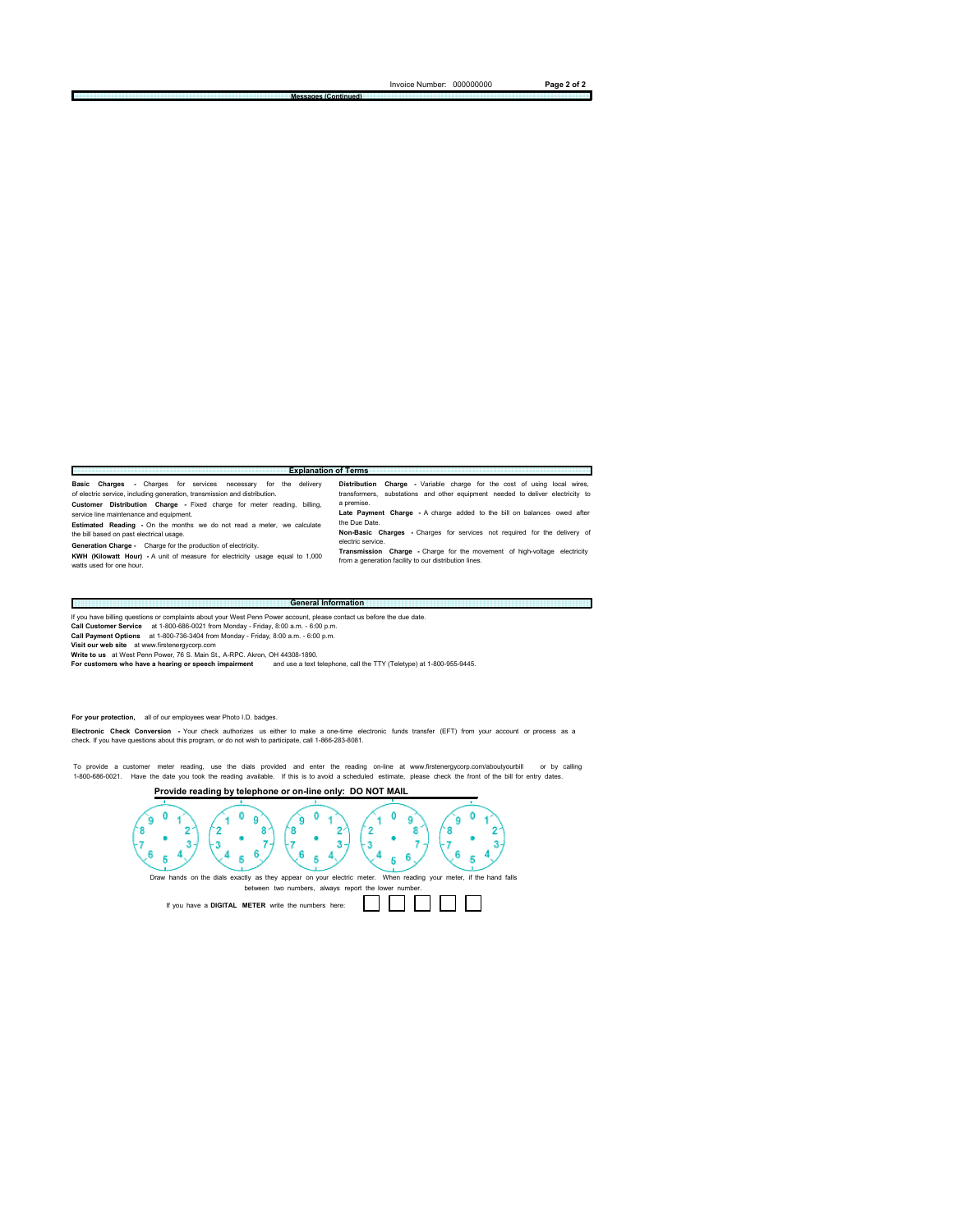Invoice Number: 000000000

## Messages (Continued)

## Explanation of Terms

**Basic Charges** - Charges for services necessary for the delivery of electric service, including generation, transmission and distribution.

**Customer Distribution Charge** - Fixed charge for meter reading, billing, service line maintenance and equipment.

**Estimated Reading** - On the months we do not read a meter, we calculate the bill based on past electrical usage.

**Generation Charge** - Charge for the production of electricity.

**KWH (Kilowatt Hour)** - A unit of measure for electricity usage equal to 1,000 watts used for one hour.

**Distribution Charge** - Variable charge for the cost of using local wires, transformers, substations and other equipment needed to deliver electricity to a premise.

**Late Payment Charge** - A charge added to the bill on balances owed after the Due Date.

**Non-Basic Charges** - Charges for services not required for the delivery of electric service.

**Transmission Charge** - Charge for the movement of high-voltage electricity from a generation facility to our distribution lines.

## General Information

If you have billing questions or complaints about your West Penn Power account, please contact us before the due date.

**Call Customer Service** at 1-800-686-0021 from Monday - Friday, 8:00 a.m. - 6:00 p.m.

**Call Payment Options** at 1-800-736-3404 from Monday - Friday, 8:00 a.m. - 6:00 p.m.

**Visit our web site** at www.firstenergycorp.com

**Write to us** at West Penn Power, 76 S. Main St., A-RPC. Akron, OH 44308-1890.

**For customers who have a hearing or speech impairment** and use a text telephone, call the TTY (Teletype) at 1-800-955-9445.

**For your protection,** all of our employees wear Photo I.D. badges.

**Electronic Check Conversion** - Your check authorizes us either to make a one-time electronic funds transfer (EFT) from your account or process as a check. If you have questions about this program, or do not wish to participate, call 1-866-283-8081.

To provide a customer meter reading, use the dials provided and enter the reading on-line at www.firstenergycorp.com/aboutyourbill or by calling 1-800-686-0021. Have the date you took the reading available. If this is to avoid a scheduled estimate, please check the front of the bill for entry dates.

**Provide reading by telephone or on-line only: DO NOT MAIL**

Draw hands on the dials exactly as they appear on your electric meter. When reading your meter, if the hand falls between two numbers, always report the lower number.

If you have a **DIGITAL METER** write the numbers here: